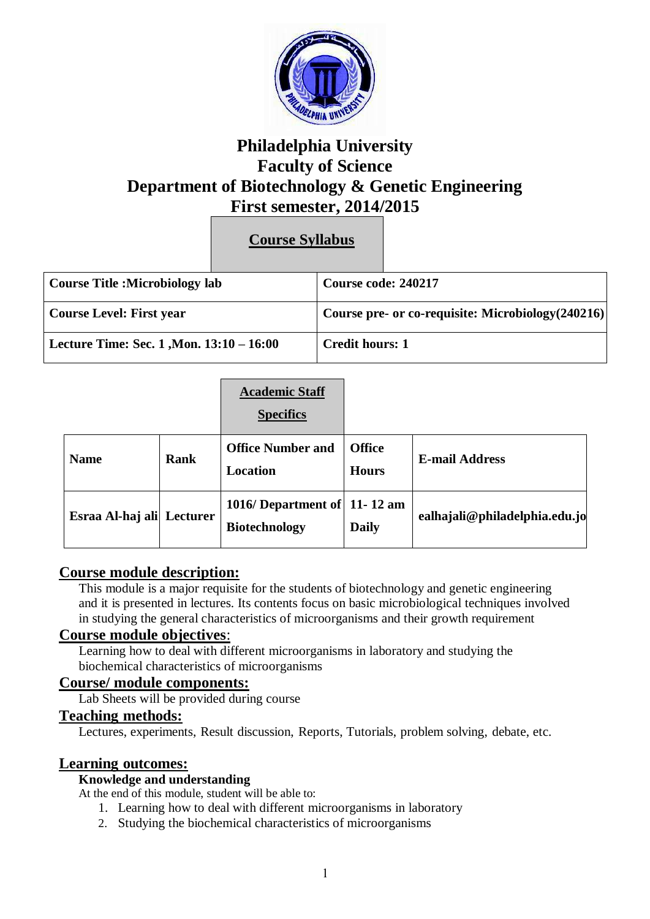# Philadelphia University
## Faculty of Science
## Department of Biotechnology & Genetic Engineering
## First semester, 2014/2015

### Course Syllabus

| **Course Title :Microbiology lab** | **Course code: 240217** |
|---|---|
| **Course Level: First year** | **Course pre- or co-requisite: Microbiology(240216)** |
| **Lecture Time: Sec. 1 ,Mon. 13:10 – 16:00** | **Credit hours: 1** |

### Academic Staff Specifics

| **Name** | **Rank** | **Office Number and Location** | **Office Hours** | **E-mail Address** |
|---|---|---|---|---|
| **Esraa Al-haj ali** | **Lecturer** | **1016/ Department of Biotechnology** | **11- 12 am Daily** | **ealhajali@philadelphia.edu.jo** |

## Course module description:

This module is a major requisite for the students of biotechnology and genetic engineering and it is presented in lectures. Its contents focus on basic microbiological techniques involved in studying the general characteristics of microorganisms and their growth requirement

## Course module objectives:

Learning how to deal with different microorganisms in laboratory and studying the biochemical characteristics of microorganisms

## Course/ module components:

Lab Sheets will be provided during course

## Teaching methods:

Lectures, experiments, Result discussion, Reports, Tutorials, problem solving, debate, etc.

## Learning outcomes:

**Knowledge and understanding**

At the end of this module, student will be able to:

1. Learning how to deal with different microorganisms in laboratory
2. Studying the biochemical characteristics of microorganisms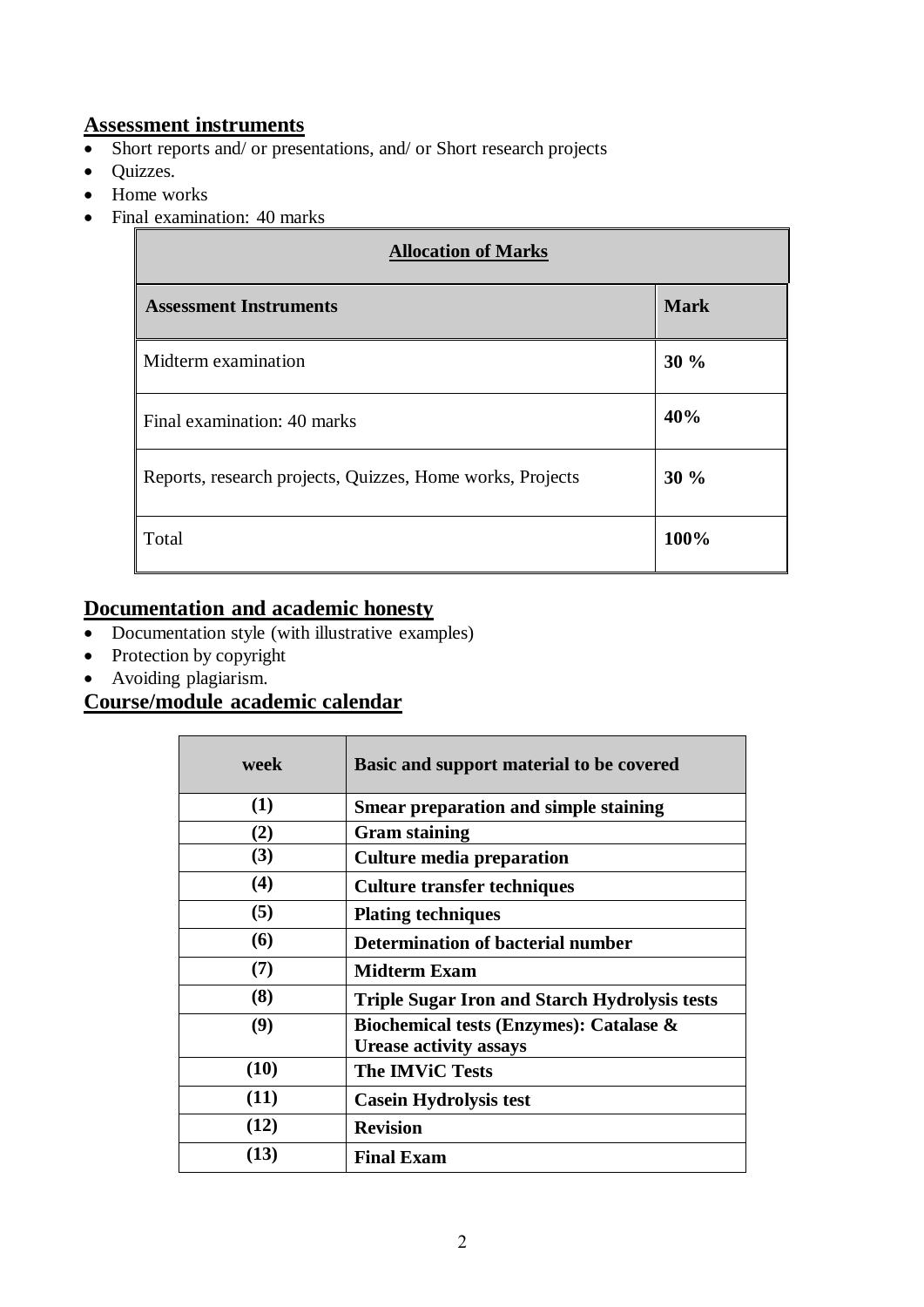## Assessment instruments

- Short reports and/ or presentations, and/ or Short research projects
- Quizzes.
- Home works
- Final examination: 40 marks

| **Allocation of Marks** | |
|---|---|
| **Assessment Instruments** | **Mark** |
| Midterm examination | **30 %** |
| Final examination: 40 marks | **40%** |
| Reports, research projects, Quizzes, Home works, Projects | **30 %** |
| Total | **100%** |

## Documentation and academic honesty

- Documentation style (with illustrative examples)
- Protection by copyright
- Avoiding plagiarism.

## Course/module academic calendar

| week | Basic and support material to be covered |
|---|---|
| **(1)** | **Smear preparation and simple staining** |
| **(2)** | **Gram staining** |
| **(3)** | **Culture media preparation** |
| **(4)** | **Culture transfer techniques** |
| **(5)** | **Plating techniques** |
| **(6)** | **Determination of bacterial number** |
| **(7)** | **Midterm Exam** |
| **(8)** | **Triple Sugar Iron and Starch Hydrolysis tests** |
| **(9)** | **Biochemical tests (Enzymes): Catalase & Urease activity assays** |
| **(10)** | **The IMViC Tests** |
| **(11)** | **Casein Hydrolysis test** |
| **(12)** | **Revision** |
| **(13)** | **Final Exam** |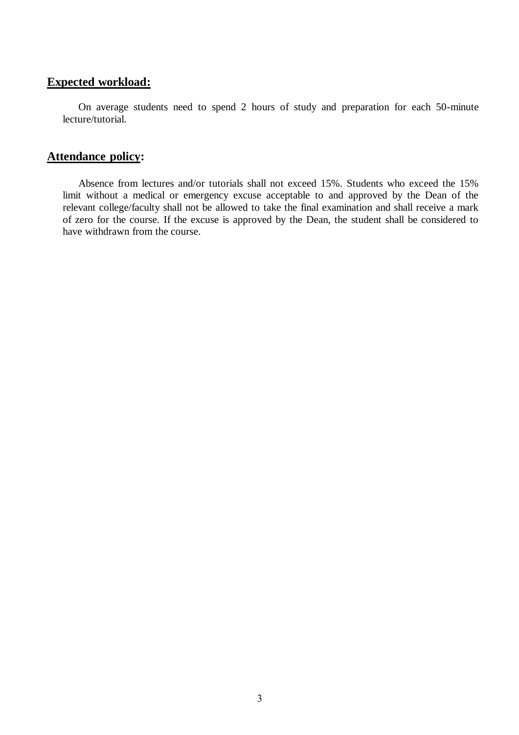## Expected workload:

On average students need to spend 2 hours of study and preparation for each 50-minute lecture/tutorial.

## Attendance policy:

Absence from lectures and/or tutorials shall not exceed 15%. Students who exceed the 15% limit without a medical or emergency excuse acceptable to and approved by the Dean of the relevant college/faculty shall not be allowed to take the final examination and shall receive a mark of zero for the course. If the excuse is approved by the Dean, the student shall be considered to have withdrawn from the course.